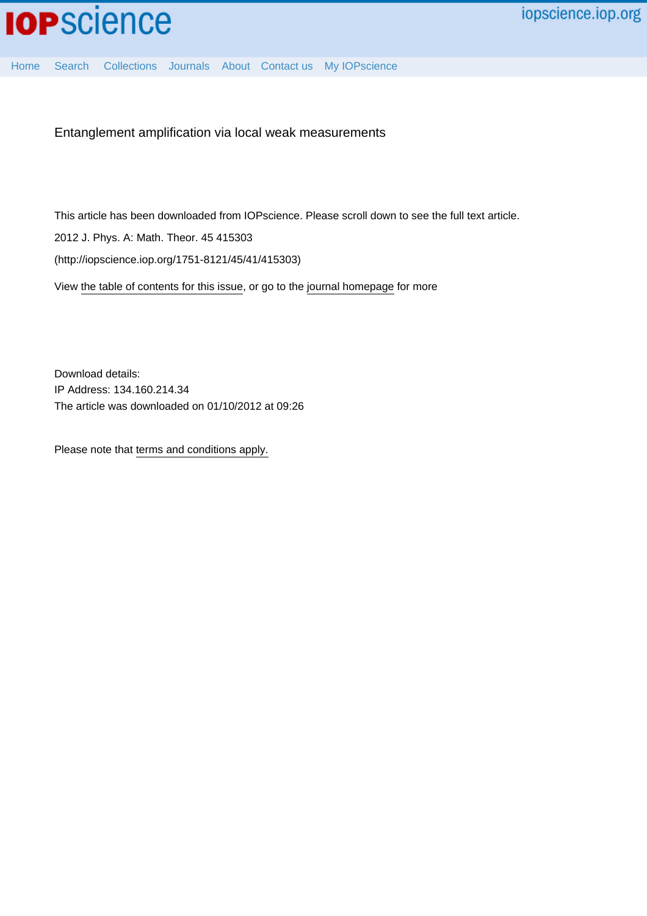# Entanglement amplification via local weak measurements

This article has been downloaded from IOPscience. Please scroll down to see the full text article.

2012 J. Phys. A: Math. Theor. 45 415303

(http://iopscience.iop.org/1751-8121/45/41/415303)

View the table of contents for this issue, or go to the journal homepage for more

Download details:

IP Address: 134.160.214.34

The article was downloaded on 01/10/2012 at 09:26

Please note that terms and conditions apply.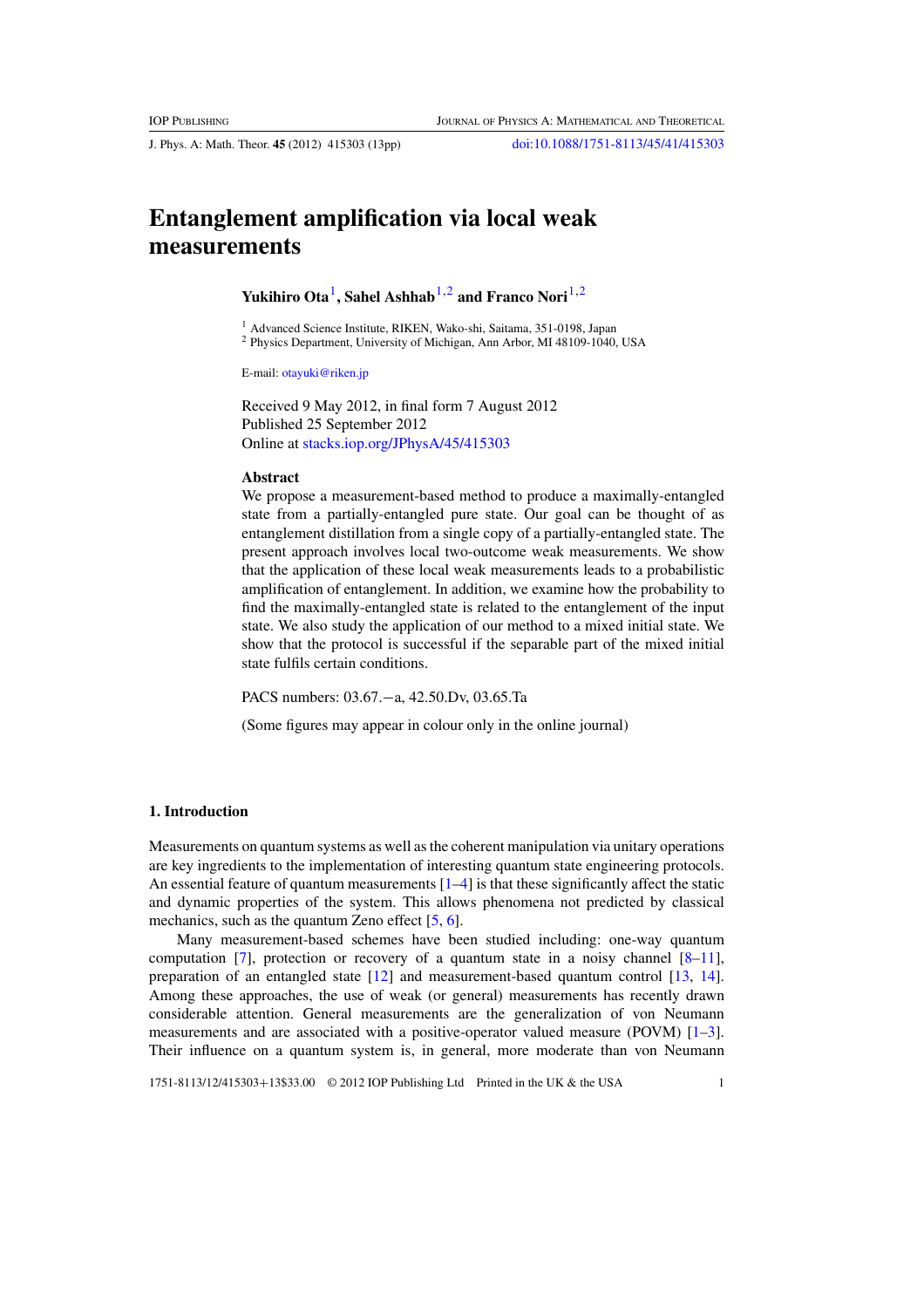# Entanglement amplification via local weak measurements

**Yukihiro Ota**[1], **Sahel Ashhab**[1,2] **and Franco Nori**[1,2]

[1] Advanced Science Institute, RIKEN, Wako-shi, Saitama, 351-0198, Japan
[2] Physics Department, University of Michigan, Ann Arbor, MI 48109-1040, USA

E-mail: otayuki@riken.jp

Received 9 May 2012, in final form 7 August 2012
Published 25 September 2012
Online at stacks.iop.org/JPhysA/45/415303

### Abstract

We propose a measurement-based method to produce a maximally-entangled state from a partially-entangled pure state. Our goal can be thought of as entanglement distillation from a single copy of a partially-entangled state. The present approach involves local two-outcome weak measurements. We show that the application of these local weak measurements leads to a probabilistic amplification of entanglement. In addition, we examine how the probability to find the maximally-entangled state is related to the entanglement of the input state. We also study the application of our method to a mixed initial state. We show that the protocol is successful if the separable part of the mixed initial state fulfils certain conditions.

PACS numbers: 03.67.−a, 42.50.Dv, 03.65.Ta

(Some figures may appear in colour only in the online journal)

## 1. Introduction

Measurements on quantum systems as well as the coherent manipulation via unitary operations are key ingredients to the implementation of interesting quantum state engineering protocols. An essential feature of quantum measurements [1–4] is that these significantly affect the static and dynamic properties of the system. This allows phenomena not predicted by classical mechanics, such as the quantum Zeno effect [5, 6].

Many measurement-based schemes have been studied including: one-way quantum computation [7], protection or recovery of a quantum state in a noisy channel [8–11], preparation of an entangled state [12] and measurement-based quantum control [13, 14]. Among these approaches, the use of weak (or general) measurements has recently drawn considerable attention. General measurements are the generalization of von Neumann measurements and are associated with a positive-operator valued measure (POVM) [1–3]. Their influence on a quantum system is, in general, more moderate than von Neumann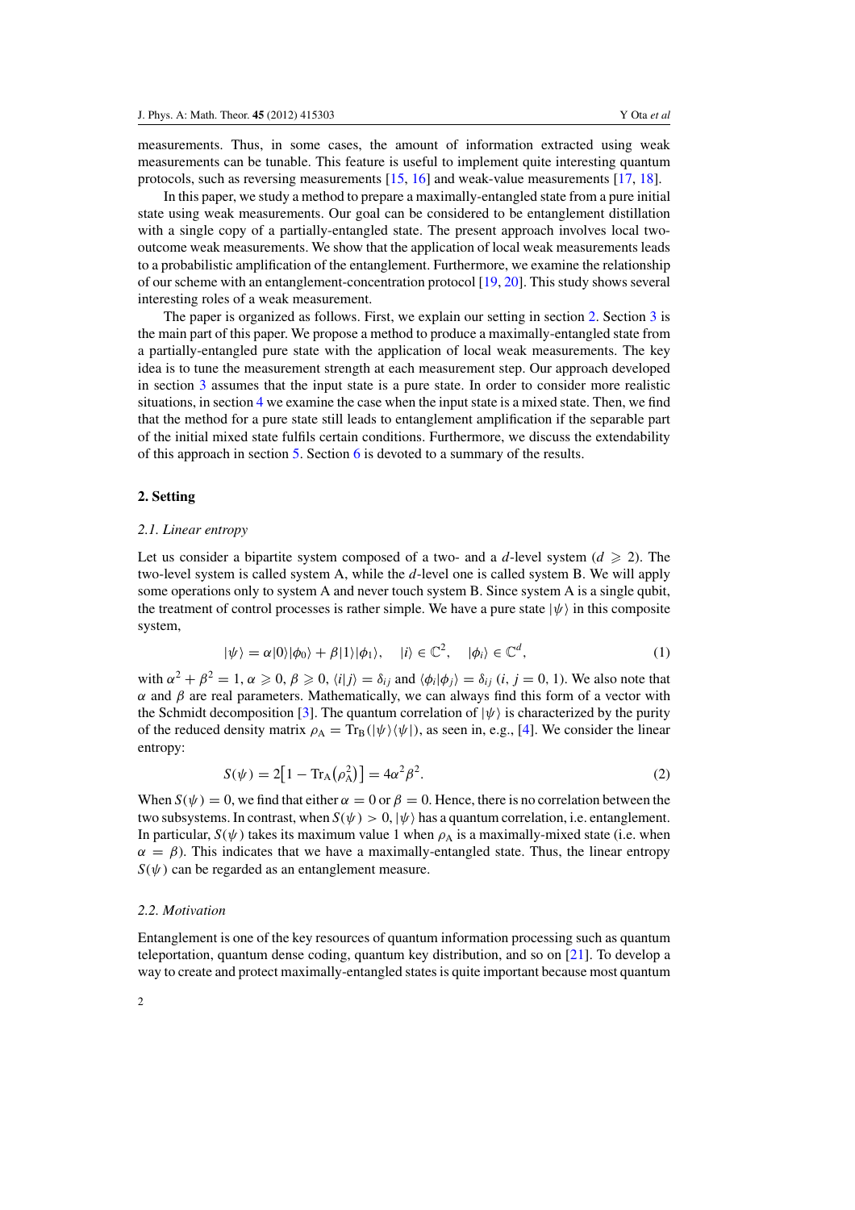measurements. Thus, in some cases, the amount of information extracted using weak measurements can be tunable. This feature is useful to implement quite interesting quantum protocols, such as reversing measurements [15, 16] and weak-value measurements [17, 18].

In this paper, we study a method to prepare a maximally-entangled state from a pure initial state using weak measurements. Our goal can be considered to be entanglement distillation with a single copy of a partially-entangled state. The present approach involves local two-outcome weak measurements. We show that the application of local weak measurements leads to a probabilistic amplification of the entanglement. Furthermore, we examine the relationship of our scheme with an entanglement-concentration protocol [19, 20]. This study shows several interesting roles of a weak measurement.

The paper is organized as follows. First, we explain our setting in section 2. Section 3 is the main part of this paper. We propose a method to produce a maximally-entangled state from a partially-entangled pure state with the application of local weak measurements. The key idea is to tune the measurement strength at each measurement step. Our approach developed in section 3 assumes that the input state is a pure state. In order to consider more realistic situations, in section 4 we examine the case when the input state is a mixed state. Then, we find that the method for a pure state still leads to entanglement amplification if the separable part of the initial mixed state fulfils certain conditions. Furthermore, we discuss the extendability of this approach in section 5. Section 6 is devoted to a summary of the results.

## 2. Setting

### 2.1. Linear entropy

Let us consider a bipartite system composed of a two- and a $d$-level system ($d \geqslant 2$). The two-level system is called system A, while the $d$-level one is called system B. We will apply some operations only to system A and never touch system B. Since system A is a single qubit, the treatment of control processes is rather simple. We have a pure state $|\psi\rangle$ in this composite system,

$$|\psi\rangle = \alpha|0\rangle|\phi_0\rangle + \beta|1\rangle|\phi_1\rangle, \quad |i\rangle \in \mathbb{C}^2, \quad |\phi_i\rangle \in \mathbb{C}^d, \tag{1}$$

with $\alpha^2 + \beta^2 = 1$, $\alpha \geqslant 0$, $\beta \geqslant 0$, $\langle i|j\rangle = \delta_{ij}$ and $\langle\phi_i|\phi_j\rangle = \delta_{ij}$ ($i, j = 0, 1$). We also note that $\alpha$ and $\beta$ are real parameters. Mathematically, we can always find this form of a vector with the Schmidt decomposition [3]. The quantum correlation of $|\psi\rangle$ is characterized by the purity of the reduced density matrix $\rho_{\rm A} = {\rm Tr}_{\rm B}(|\psi\rangle\langle\psi|)$, as seen in, e.g., [4]. We consider the linear entropy:

$$S(\psi) = 2\left[1 - {\rm Tr}_{\rm A}\left(\rho_{\rm A}^2\right)\right] = 4\alpha^2\beta^2. \tag{2}$$

When $S(\psi) = 0$, we find that either $\alpha = 0$ or $\beta = 0$. Hence, there is no correlation between the two subsystems. In contrast, when $S(\psi) > 0$, $|\psi\rangle$ has a quantum correlation, i.e. entanglement. In particular, $S(\psi)$ takes its maximum value 1 when $\rho_{\rm A}$ is a maximally-mixed state (i.e. when $\alpha = \beta$). This indicates that we have a maximally-entangled state. Thus, the linear entropy $S(\psi)$ can be regarded as an entanglement measure.

### 2.2. Motivation

Entanglement is one of the key resources of quantum information processing such as quantum teleportation, quantum dense coding, quantum key distribution, and so on [21]. To develop a way to create and protect maximally-entangled states is quite important because most quantum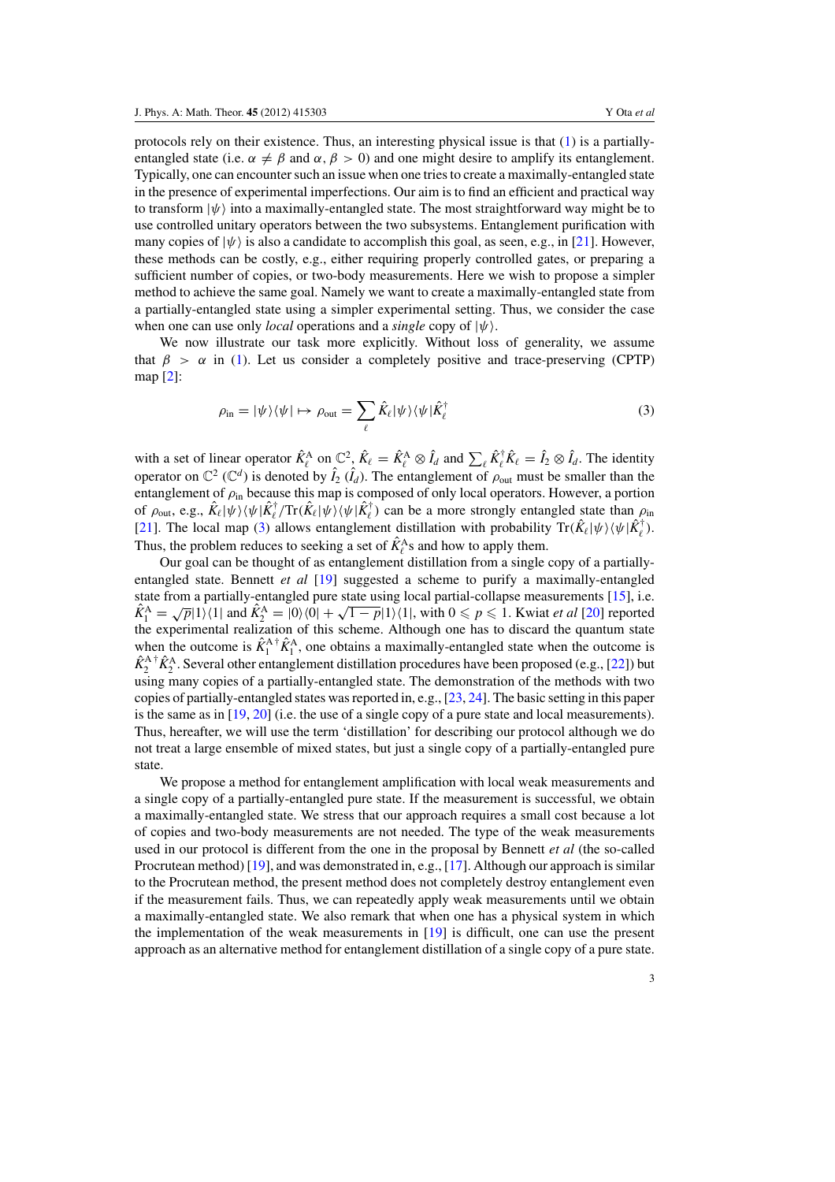protocols rely on their existence. Thus, an interesting physical issue is that (1) is a partially-entangled state (i.e. $\alpha \neq \beta$ and $\alpha, \beta > 0$) and one might desire to amplify its entanglement. Typically, one can encounter such an issue when one tries to create a maximally-entangled state in the presence of experimental imperfections. Our aim is to find an efficient and practical way to transform $|\psi\rangle$ into a maximally-entangled state. The most straightforward way might be to use controlled unitary operators between the two subsystems. Entanglement purification with many copies of $|\psi\rangle$ is also a candidate to accomplish this goal, as seen, e.g., in [21]. However, these methods can be costly, e.g., either requiring properly controlled gates, or preparing a sufficient number of copies, or two-body measurements. Here we wish to propose a simpler method to achieve the same goal. Namely we want to create a maximally-entangled state from a partially-entangled state using a simpler experimental setting. Thus, we consider the case when one can use only *local* operations and a *single* copy of $|\psi\rangle$.

We now illustrate our task more explicitly. Without loss of generality, we assume that $\beta > \alpha$ in (1). Let us consider a completely positive and trace-preserving (CPTP) map [2]:

$$\rho_{\text{in}} = |\psi\rangle\langle\psi| \mapsto \rho_{\text{out}} = \sum_{\ell} \hat{K}_{\ell}|\psi\rangle\langle\psi|\hat{K}_{\ell}^{\dagger} \tag{3}$$

with a set of linear operator $\hat{K}_{\ell}^{\text{A}}$ on $\mathbb{C}^2$, $\hat{K}_{\ell} = \hat{K}_{\ell}^{\text{A}} \otimes \hat{I}_d$ and $\sum_{\ell} \hat{K}_{\ell}^{\dagger}\hat{K}_{\ell} = \hat{I}_2 \otimes \hat{I}_d$. The identity operator on $\mathbb{C}^2$ ($\mathbb{C}^d$) is denoted by $\hat{I}_2$ ($\hat{I}_d$). The entanglement of $\rho_{\text{out}}$ must be smaller than the entanglement of $\rho_{\text{in}}$ because this map is composed of only local operators. However, a portion of $\rho_{\text{out}}$, e.g., $\hat{K}_{\ell}|\psi\rangle\langle\psi|\hat{K}_{\ell}^{\dagger}/\text{Tr}(\hat{K}_{\ell}|\psi\rangle\langle\psi|\hat{K}_{\ell}^{\dagger})$ can be a more strongly entangled state than $\rho_{\text{in}}$ [21]. The local map (3) allows entanglement distillation with probability $\text{Tr}(\hat{K}_{\ell}|\psi\rangle\langle\psi|\hat{K}_{\ell}^{\dagger})$. Thus, the problem reduces to seeking a set of $\hat{K}_{\ell}^{\text{A}}$s and how to apply them.

Our goal can be thought of as entanglement distillation from a single copy of a partially-entangled state. Bennett *et al* [19] suggested a scheme to purify a maximally-entangled state from a partially-entangled pure state using local partial-collapse measurements [15], i.e. $\hat{K}_1^{\text{A}} = \sqrt{p}|1\rangle\langle 1|$ and $\hat{K}_2^{\text{A}} = |0\rangle\langle 0| + \sqrt{1-p}|1\rangle\langle 1|$, with $0 \leqslant p \leqslant 1$. Kwiat *et al* [20] reported the experimental realization of this scheme. Although one has to discard the quantum state when the outcome is $\hat{K}_1^{\text{A}\dagger}\hat{K}_1^{\text{A}}$, one obtains a maximally-entangled state when the outcome is $\hat{K}_2^{\text{A}\dagger}\hat{K}_2^{\text{A}}$. Several other entanglement distillation procedures have been proposed (e.g., [22]) but using many copies of a partially-entangled state. The demonstration of the methods with two copies of partially-entangled states was reported in, e.g., [23, 24]. The basic setting in this paper is the same as in [19, 20] (i.e. the use of a single copy of a pure state and local measurements). Thus, hereafter, we will use the term 'distillation' for describing our protocol although we do not treat a large ensemble of mixed states, but just a single copy of a partially-entangled pure state.

We propose a method for entanglement amplification with local weak measurements and a single copy of a partially-entangled pure state. If the measurement is successful, we obtain a maximally-entangled state. We stress that our approach requires a small cost because a lot of copies and two-body measurements are not needed. The type of the weak measurements used in our protocol is different from the one in the proposal by Bennett *et al* (the so-called Procrutean method) [19], and was demonstrated in, e.g., [17]. Although our approach is similar to the Procrutean method, the present method does not completely destroy entanglement even if the measurement fails. Thus, we can repeatedly apply weak measurements until we obtain a maximally-entangled state. We also remark that when one has a physical system in which the implementation of the weak measurements in [19] is difficult, one can use the present approach as an alternative method for entanglement distillation of a single copy of a pure state.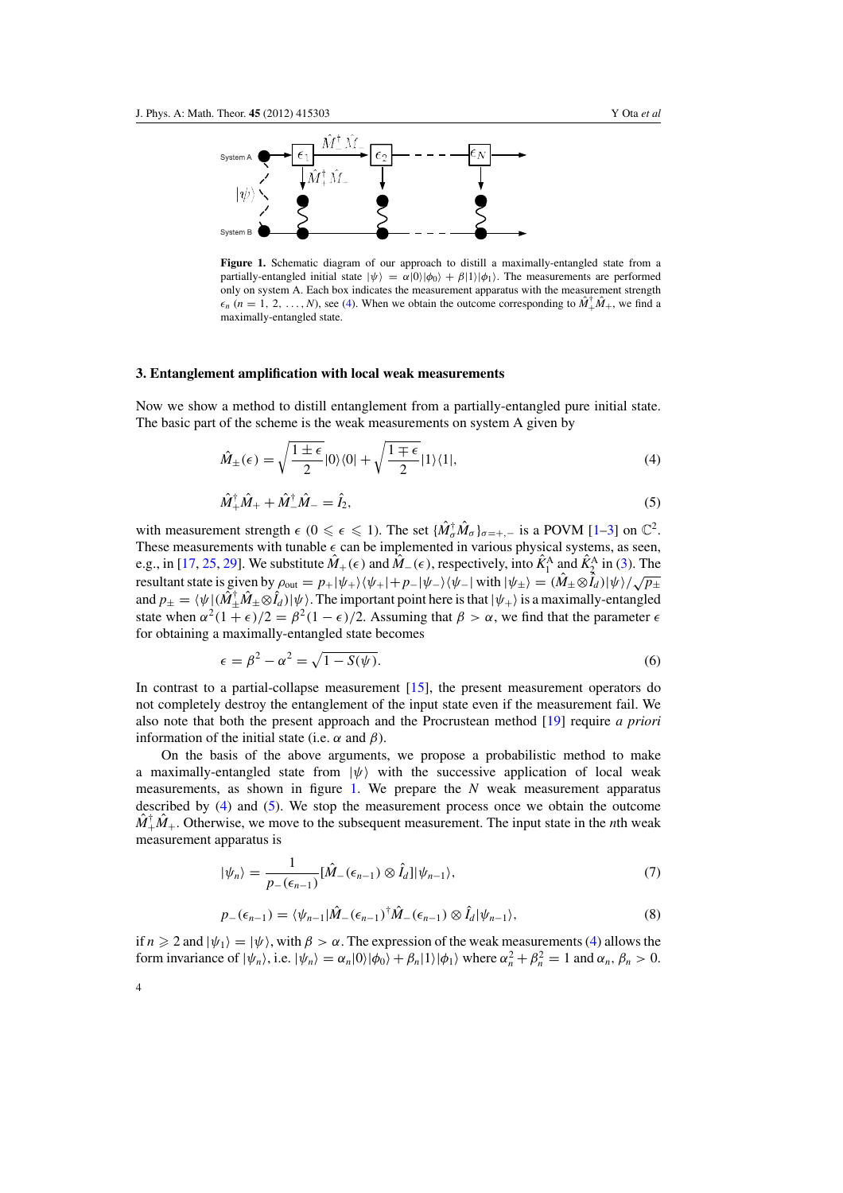Figure 1. Schematic diagram of our approach to distill a maximally-entangled state from a partially-entangled initial state $|\psi\rangle = \alpha|0\rangle|\phi_0\rangle + \beta|1\rangle|\phi_1\rangle$. The measurements are performed only on system A. Each box indicates the measurement apparatus with the measurement strength $\epsilon_n$ ($n = 1, 2, \ldots, N$), see (4). When we obtain the outcome corresponding to $\hat{M}_+^\dagger \hat{M}_+$, we find a maximally-entangled state.

### 3. Entanglement amplification with local weak measurements

Now we show a method to distill entanglement from a partially-entangled pure initial state. The basic part of the scheme is the weak measurements on system A given by

$$\hat{M}_\pm(\epsilon) = \sqrt{\frac{1 \pm \epsilon}{2}}|0\rangle\langle 0| + \sqrt{\frac{1 \mp \epsilon}{2}}|1\rangle\langle 1|, \tag{4}$$

$$\hat{M}_+^\dagger \hat{M}_+ + \hat{M}_-^\dagger \hat{M}_- = \hat{I}_2, \tag{5}$$

with measurement strength $\epsilon$ ($0 \leqslant \epsilon \leqslant 1$). The set $\{\hat{M}_\sigma^\dagger \hat{M}_\sigma\}_{\sigma=+,-}$ is a POVM [1–3] on $\mathbb{C}^2$. These measurements with tunable $\epsilon$ can be implemented in various physical systems, as seen, e.g., in [17, 25, 29]. We substitute $\hat{M}_+(\epsilon)$ and $\hat{M}_-(\epsilon)$, respectively, into $\hat{K}_1^{\mathrm{A}}$ and $\hat{K}_2^{\mathrm{A}}$ in (3). The resultant state is given by $\rho_{\mathrm{out}} = p_+|\psi_+\rangle\langle\psi_+| + p_-|\psi_-\rangle\langle\psi_-|$ with $|\psi_\pm\rangle = (\hat{M}_\pm \otimes \hat{I}_d)|\psi\rangle/\sqrt{p_\pm}$ and $p_\pm = \langle\psi|(\hat{M}_\pm^\dagger \hat{M}_\pm \otimes \hat{I}_d)|\psi\rangle$. The important point here is that $|\psi_+\rangle$ is a maximally-entangled state when $\alpha^2(1+\epsilon)/2 = \beta^2(1-\epsilon)/2$. Assuming that $\beta > \alpha$, we find that the parameter $\epsilon$ for obtaining a maximally-entangled state becomes

$$\epsilon = \beta^2 - \alpha^2 = \sqrt{1 - S(\psi)}. \tag{6}$$

In contrast to a partial-collapse measurement [15], the present measurement operators do not completely destroy the entanglement of the input state even if the measurement fail. We also note that both the present approach and the Procrustean method [19] require *a priori* information of the initial state (i.e. $\alpha$ and $\beta$).

On the basis of the above arguments, we propose a probabilistic method to make a maximally-entangled state from $|\psi\rangle$ with the successive application of local weak measurements, as shown in figure 1. We prepare the $N$ weak measurement apparatus described by (4) and (5). We stop the measurement process once we obtain the outcome $\hat{M}_+^\dagger \hat{M}_+$. Otherwise, we move to the subsequent measurement. The input state in the $n$th weak measurement apparatus is

$$|\psi_n\rangle = \frac{1}{p_-(\epsilon_{n-1})}[\hat{M}_-(\epsilon_{n-1}) \otimes \hat{I}_d]|\psi_{n-1}\rangle, \tag{7}$$

$$p_-(\epsilon_{n-1}) = \langle\psi_{n-1}|\hat{M}_-(\epsilon_{n-1})^\dagger \hat{M}_-(\epsilon_{n-1}) \otimes \hat{I}_d|\psi_{n-1}\rangle, \tag{8}$$

if $n \geqslant 2$ and $|\psi_1\rangle = |\psi\rangle$, with $\beta > \alpha$. The expression of the weak measurements (4) allows the form invariance of $|\psi_n\rangle$, i.e. $|\psi_n\rangle = \alpha_n|0\rangle|\phi_0\rangle + \beta_n|1\rangle|\phi_1\rangle$ where $\alpha_n^2 + \beta_n^2 = 1$ and $\alpha_n, \beta_n > 0$.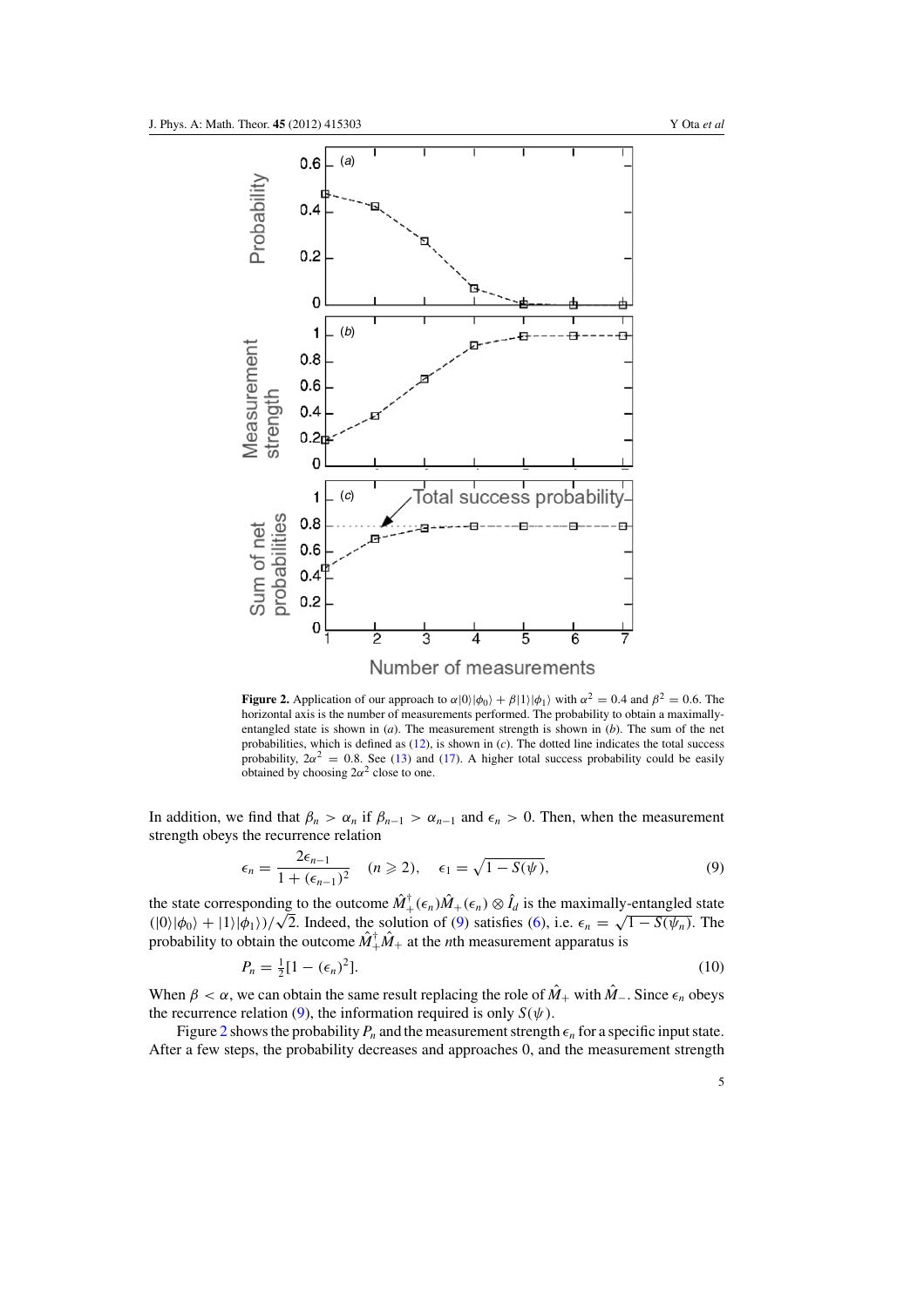**Figure 2.** Application of our approach to $\alpha|0\rangle|\phi_0\rangle + \beta|1\rangle|\phi_1\rangle$ with $\alpha^2 = 0.4$ and $\beta^2 = 0.6$. The horizontal axis is the number of measurements performed. The probability to obtain a maximally-entangled state is shown in (*a*). The measurement strength is shown in (*b*). The sum of the net probabilities, which is defined as (12), is shown in (*c*). The dotted line indicates the total success probability, $2\alpha^2 = 0.8$. See (13) and (17). A higher total success probability could be easily obtained by choosing $2\alpha^2$ close to one.

In addition, we find that $\beta_n > \alpha_n$ if $\beta_{n-1} > \alpha_{n-1}$ and $\epsilon_n > 0$. Then, when the measurement strength obeys the recurrence relation

$$\epsilon_n = \frac{2\epsilon_{n-1}}{1 + (\epsilon_{n-1})^2} \quad (n \geqslant 2), \quad \epsilon_1 = \sqrt{1 - S(\psi)}, \tag{9}$$

the state corresponding to the outcome $\hat{M}_+^\dagger(\epsilon_n)\hat{M}_+(\epsilon_n) \otimes \hat{I}_d$ is the maximally-entangled state $(|0\rangle|\phi_0\rangle + |1\rangle|\phi_1\rangle)/\sqrt{2}$. Indeed, the solution of (9) satisfies (6), i.e. $\epsilon_n = \sqrt{1 - S(\psi_n)}$. The probability to obtain the outcome $\hat{M}_+^\dagger\hat{M}_+$ at the $n$th measurement apparatus is

$$P_n = \tfrac{1}{2}[1 - (\epsilon_n)^2]. \tag{10}$$

When $\beta < \alpha$, we can obtain the same result replacing the role of $\hat{M}_+$ with $\hat{M}_-$. Since $\epsilon_n$ obeys the recurrence relation (9), the information required is only $S(\psi)$.

Figure 2 shows the probability $P_n$ and the measurement strength $\epsilon_n$ for a specific input state. After a few steps, the probability decreases and approaches 0, and the measurement strength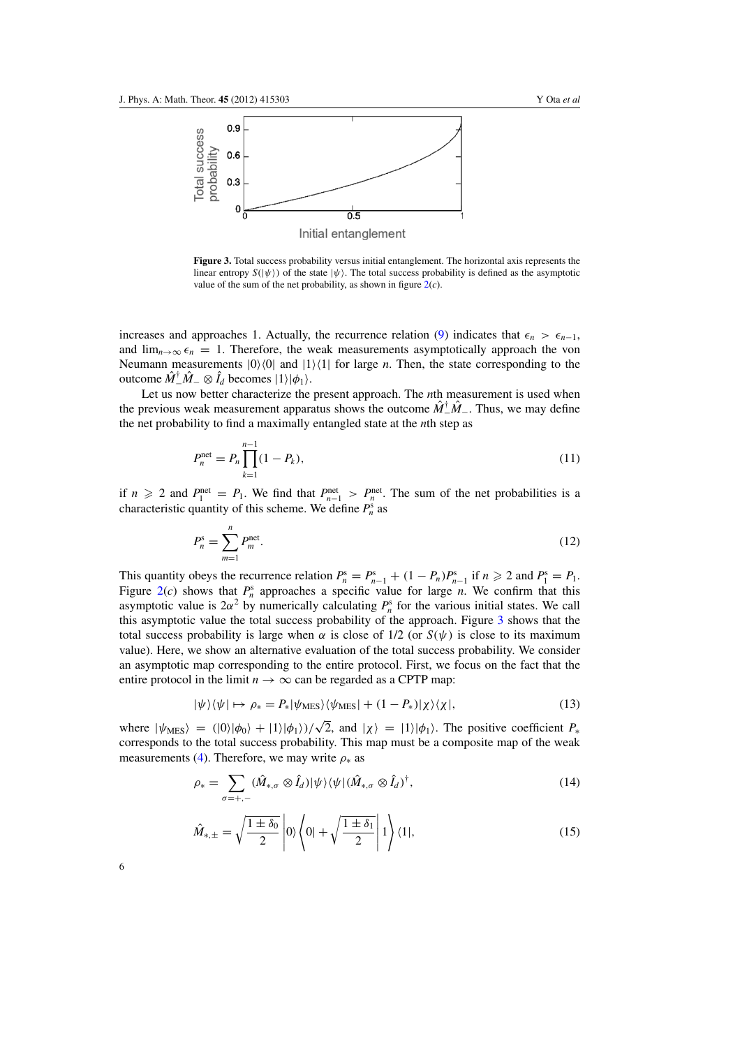**Figure 3.** Total success probability versus initial entanglement. The horizontal axis represents the linear entropy $S(|\psi\rangle)$ of the state $|\psi\rangle$. The total success probability is defined as the asymptotic value of the sum of the net probability, as shown in figure 2(*c*).

increases and approaches 1. Actually, the recurrence relation (9) indicates that $\epsilon_n > \epsilon_{n-1}$, and $\lim_{n\to\infty} \epsilon_n = 1$. Therefore, the weak measurements asymptotically approach the von Neumann measurements $|0\rangle\langle 0|$ and $|1\rangle\langle 1|$ for large $n$. Then, the state corresponding to the outcome $\hat{M}_-^\dagger \hat{M}_- \otimes \hat{I}_d$ becomes $|1\rangle|\phi_1\rangle$.

Let us now better characterize the present approach. The $n$th measurement is used when the previous weak measurement apparatus shows the outcome $\hat{M}_-^\dagger \hat{M}_-$. Thus, we may define the net probability to find a maximally entangled state at the $n$th step as

$$P_n^{\rm net} = P_n \prod_{k=1}^{n-1} (1 - P_k), \tag{11}$$

if $n \geqslant 2$ and $P_1^{\rm net} = P_1$. We find that $P_{n-1}^{\rm net} > P_n^{\rm net}$. The sum of the net probabilities is a characteristic quantity of this scheme. We define $P_n^{\rm s}$ as

$$P_n^{\rm s} = \sum_{m=1}^{n} P_m^{\rm net}. \tag{12}$$

This quantity obeys the recurrence relation $P_n^{\rm s} = P_{n-1}^{\rm s} + (1 - P_n) P_{n-1}^{\rm s}$ if $n \geqslant 2$ and $P_1^{\rm s} = P_1$. Figure 2(*c*) shows that $P_n^{\rm s}$ approaches a specific value for large $n$. We confirm that this asymptotic value is $2\alpha^2$ by numerically calculating $P_n^{\rm s}$ for the various initial states. We call this asymptotic value the total success probability of the approach. Figure 3 shows that the total success probability is large when $\alpha$ is close of 1/2 (or $S(\psi)$ is close to its maximum value). Here, we show an alternative evaluation of the total success probability. We consider an asymptotic map corresponding to the entire protocol. First, we focus on the fact that the entire protocol in the limit $n \to \infty$ can be regarded as a CPTP map:

$$|\psi\rangle\langle\psi| \mapsto \rho_* = P_* |\psi_{\rm MES}\rangle\langle\psi_{\rm MES}| + (1 - P_*)|\chi\rangle\langle\chi|, \tag{13}$$

where $|\psi_{\rm MES}\rangle = (|0\rangle|\phi_0\rangle + |1\rangle|\phi_1\rangle)/\sqrt{2}$, and $|\chi\rangle = |1\rangle|\phi_1\rangle$. The positive coefficient $P_*$ corresponds to the total success probability. This map must be a composite map of the weak measurements (4). Therefore, we may write $\rho_*$ as

$$\rho_* = \sum_{\sigma=+,-} (\hat{M}_{*,\sigma} \otimes \hat{I}_d)|\psi\rangle\langle\psi|(\hat{M}_{*,\sigma} \otimes \hat{I}_d)^\dagger, \tag{14}$$

$$\hat{M}_{*,\pm} = \sqrt{\frac{1 \pm \delta_0}{2}} \left|0\right\rangle \left\langle 0\right| + \sqrt{\frac{1 \pm \delta_1}{2}} \left|1\right\rangle \langle 1|, \tag{15}$$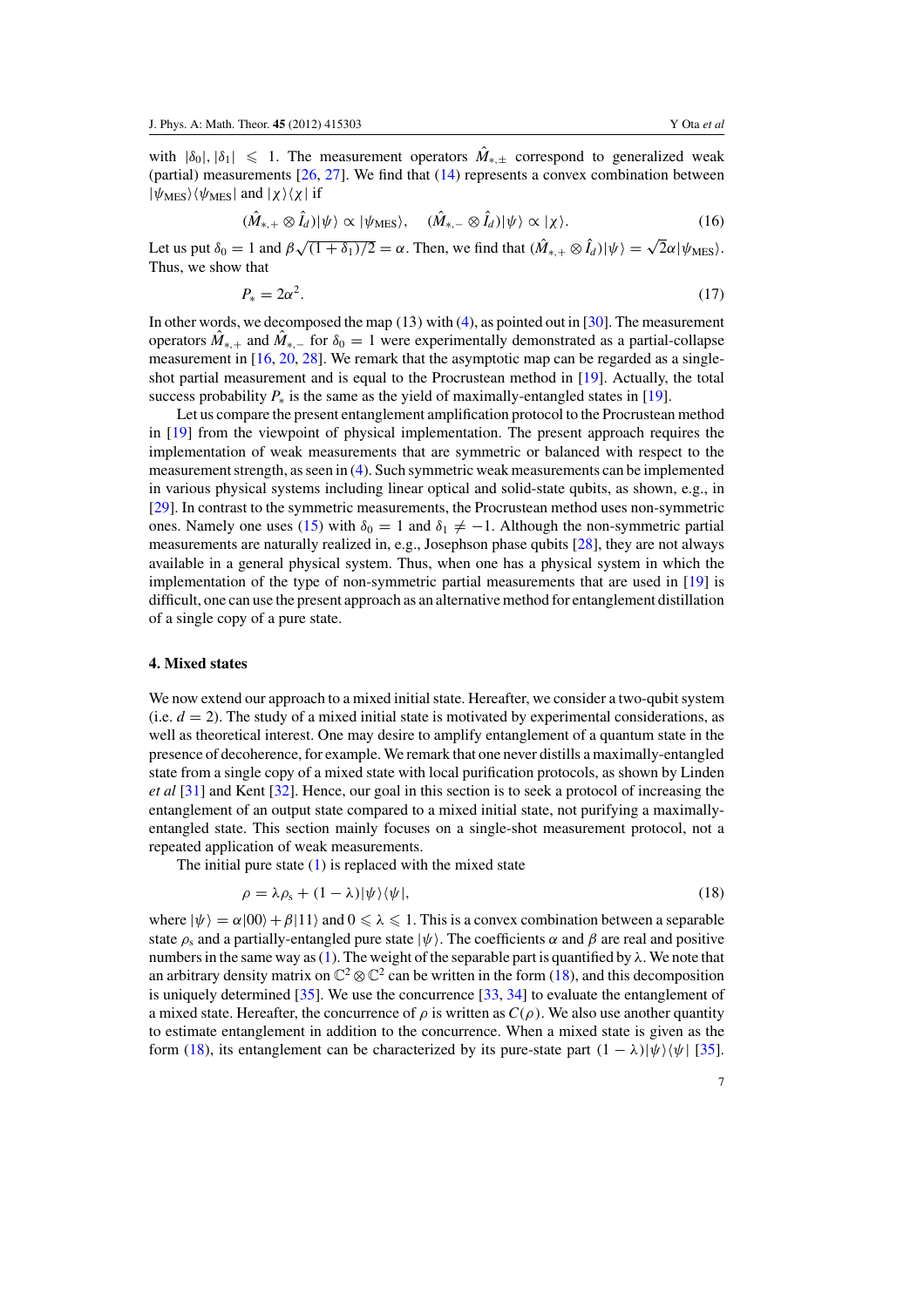with $|\delta_0|, |\delta_1| \leqslant 1$. The measurement operators $\hat{M}_{*,\pm}$ correspond to generalized weak (partial) measurements [26, 27]. We find that (14) represents a convex combination between $|\psi_{\rm MES}\rangle\langle\psi_{\rm MES}|$ and $|\chi\rangle\langle\chi|$ if

$$(\hat{M}_{*,+} \otimes \hat{I}_d)|\psi\rangle \propto |\psi_{\rm MES}\rangle, \quad (\hat{M}_{*,-} \otimes \hat{I}_d)|\psi\rangle \propto |\chi\rangle. \tag{16}$$

Let us put $\delta_0 = 1$ and $\beta\sqrt{(1+\delta_1)/2} = \alpha$. Then, we find that $(\hat{M}_{*,+} \otimes \hat{I}_d)|\psi\rangle = \sqrt{2}\alpha|\psi_{\rm MES}\rangle$. Thus, we show that

$$P_* = 2\alpha^2. \tag{17}$$

In other words, we decomposed the map (13) with (4), as pointed out in [30]. The measurement operators $\hat{M}_{*,+}$ and $\hat{M}_{*,-}$ for $\delta_0 = 1$ were experimentally demonstrated as a partial-collapse measurement in [16, 20, 28]. We remark that the asymptotic map can be regarded as a single-shot partial measurement and is equal to the Procrustean method in [19]. Actually, the total success probability $P_*$ is the same as the yield of maximally-entangled states in [19].

Let us compare the present entanglement amplification protocol to the Procrustean method in [19] from the viewpoint of physical implementation. The present approach requires the implementation of weak measurements that are symmetric or balanced with respect to the measurement strength, as seen in (4). Such symmetric weak measurements can be implemented in various physical systems including linear optical and solid-state qubits, as shown, e.g., in [29]. In contrast to the symmetric measurements, the Procrustean method uses non-symmetric ones. Namely one uses (15) with $\delta_0 = 1$ and $\delta_1 \neq -1$. Although the non-symmetric partial measurements are naturally realized in, e.g., Josephson phase qubits [28], they are not always available in a general physical system. Thus, when one has a physical system in which the implementation of the type of non-symmetric partial measurements that are used in [19] is difficult, one can use the present approach as an alternative method for entanglement distillation of a single copy of a pure state.

## 4. Mixed states

We now extend our approach to a mixed initial state. Hereafter, we consider a two-qubit system (i.e. $d = 2$). The study of a mixed initial state is motivated by experimental considerations, as well as theoretical interest. One may desire to amplify entanglement of a quantum state in the presence of decoherence, for example. We remark that one never distills a maximally-entangled state from a single copy of a mixed state with local purification protocols, as shown by Linden *et al* [31] and Kent [32]. Hence, our goal in this section is to seek a protocol of increasing the entanglement of an output state compared to a mixed initial state, not purifying a maximally-entangled state. This section mainly focuses on a single-shot measurement protocol, not a repeated application of weak measurements.

The initial pure state (1) is replaced with the mixed state

$$\rho = \lambda\rho_s + (1-\lambda)|\psi\rangle\langle\psi|, \tag{18}$$

where $|\psi\rangle = \alpha|00\rangle + \beta|11\rangle$ and $0 \leqslant \lambda \leqslant 1$. This is a convex combination between a separable state $\rho_s$ and a partially-entangled pure state $|\psi\rangle$. The coefficients $\alpha$ and $\beta$ are real and positive numbers in the same way as (1). The weight of the separable part is quantified by $\lambda$. We note that an arbitrary density matrix on $\mathbb{C}^2 \otimes \mathbb{C}^2$ can be written in the form (18), and this decomposition is uniquely determined [35]. We use the concurrence [33, 34] to evaluate the entanglement of a mixed state. Hereafter, the concurrence of $\rho$ is written as $C(\rho)$. We also use another quantity to estimate entanglement in addition to the concurrence. When a mixed state is given as the form (18), its entanglement can be characterized by its pure-state part $(1-\lambda)|\psi\rangle\langle\psi|$ [35].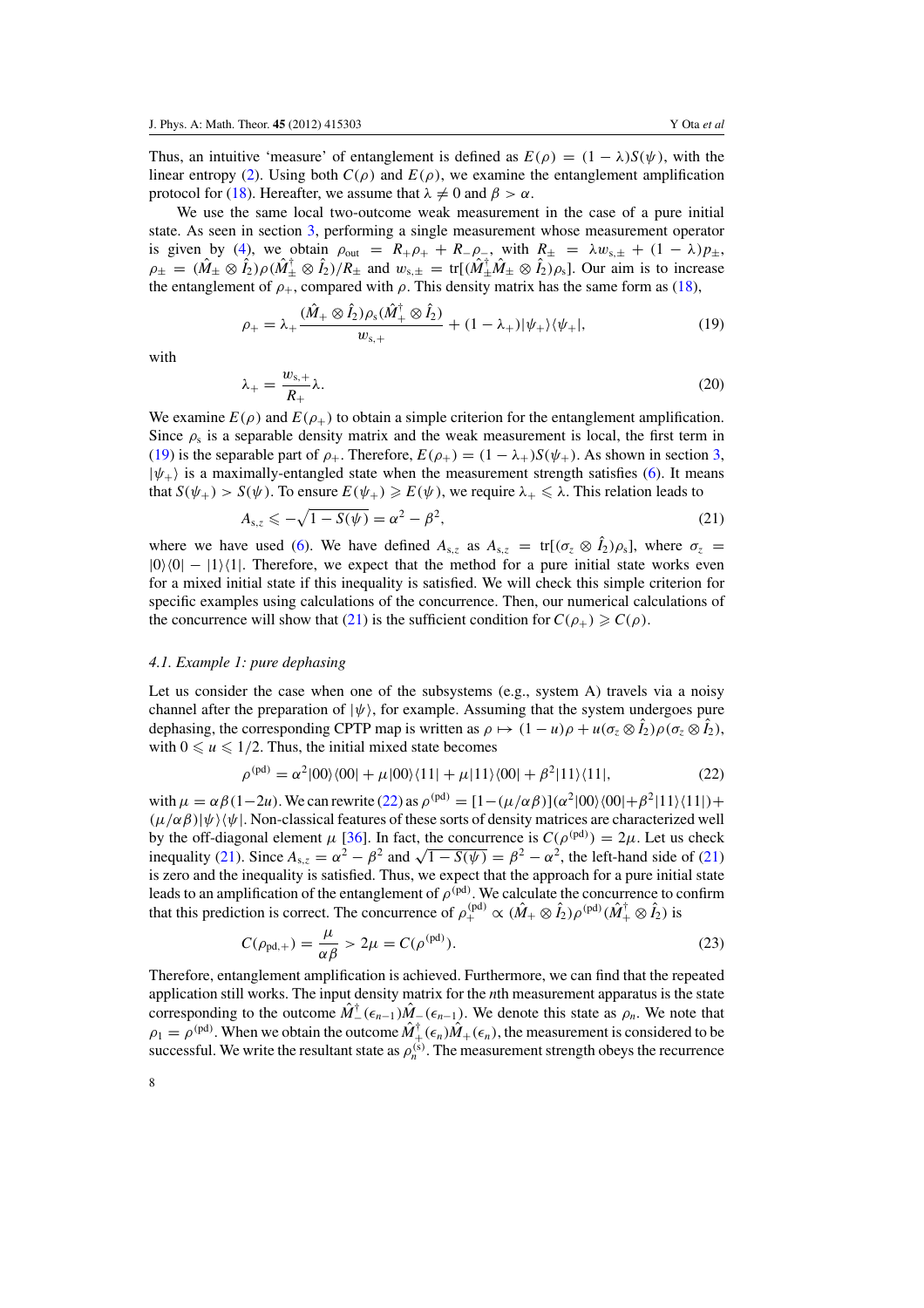Thus, an intuitive 'measure' of entanglement is defined as $E(\rho) = (1-\lambda)S(\psi)$, with the linear entropy (2). Using both $C(\rho)$ and $E(\rho)$, we examine the entanglement amplification protocol for (18). Hereafter, we assume that $\lambda \neq 0$ and $\beta > \alpha$.

We use the same local two-outcome weak measurement in the case of a pure initial state. As seen in section 3, performing a single measurement whose measurement operator is given by (4), we obtain $\rho_{\rm out} = R_+\rho_+ + R_-\rho_-$, with $R_\pm = \lambda w_{{\rm s},\pm} + (1-\lambda)p_\pm$, $\rho_\pm = (\hat{M}_\pm \otimes \hat{I}_2)\rho(\hat{M}_\pm^\dagger \otimes \hat{I}_2)/R_\pm$ and $w_{{\rm s},\pm} = {\rm tr}[(\hat{M}_\pm^\dagger \hat{M}_\pm \otimes \hat{I}_2)\rho_{\rm s}]$. Our aim is to increase the entanglement of $\rho_+$, compared with $\rho$. This density matrix has the same form as (18),

$$\rho_+ = \lambda_+ \frac{(\hat{M}_+ \otimes \hat{I}_2)\rho_{\rm s}(\hat{M}_+^\dagger \otimes \hat{I}_2)}{w_{{\rm s},+}} + (1-\lambda_+)|\psi_+\rangle\langle\psi_+|, \tag{19}$$

with

$$\lambda_+ = \frac{w_{{\rm s},+}}{R_+}\lambda. \tag{20}$$

We examine $E(\rho)$ and $E(\rho_+)$ to obtain a simple criterion for the entanglement amplification. Since $\rho_{\rm s}$ is a separable density matrix and the weak measurement is local, the first term in (19) is the separable part of $\rho_+$. Therefore, $E(\rho_+) = (1-\lambda_+)S(\psi_+)$. As shown in section 3, $|\psi_+\rangle$ is a maximally-entangled state when the measurement strength satisfies (6). It means that $S(\psi_+) > S(\psi)$. To ensure $E(\psi_+) \geqslant E(\psi)$, we require $\lambda_+ \leqslant \lambda$. This relation leads to

$$A_{{\rm s},z} \leqslant -\sqrt{1-S(\psi)} = \alpha^2 - \beta^2, \tag{21}$$

where we have used (6). We have defined $A_{{\rm s},z}$ as $A_{{\rm s},z} = {\rm tr}[(\sigma_z \otimes \hat{I}_2)\rho_{\rm s}]$, where $\sigma_z = |0\rangle\langle 0| - |1\rangle\langle 1|$. Therefore, we expect that the method for a pure initial state works even for a mixed initial state if this inequality is satisfied. We will check this simple criterion for specific examples using calculations of the concurrence. Then, our numerical calculations of the concurrence will show that (21) is the sufficient condition for $C(\rho_+) \geqslant C(\rho)$.

### *4.1. Example 1: pure dephasing*

Let us consider the case when one of the subsystems (e.g., system A) travels via a noisy channel after the preparation of $|\psi\rangle$, for example. Assuming that the system undergoes pure dephasing, the corresponding CPTP map is written as $\rho \mapsto (1-u)\rho + u(\sigma_z \otimes \hat{I}_2)\rho(\sigma_z \otimes \hat{I}_2)$, with $0 \leqslant u \leqslant 1/2$. Thus, the initial mixed state becomes

$$\rho^{(\rm pd)} = \alpha^2|00\rangle\langle 00| + \mu|00\rangle\langle 11| + \mu|11\rangle\langle 00| + \beta^2|11\rangle\langle 11|, \tag{22}$$

with $\mu = \alpha\beta(1-2u)$. We can rewrite (22) as $\rho^{(\rm pd)} = [1-(\mu/\alpha\beta)](\alpha^2|00\rangle\langle 00| + \beta^2|11\rangle\langle 11|) + (\mu/\alpha\beta)|\psi\rangle\langle\psi|$. Non-classical features of these sorts of density matrices are characterized well by the off-diagonal element $\mu$ [36]. In fact, the concurrence is $C(\rho^{(\rm pd)}) = 2\mu$. Let us check inequality (21). Since $A_{{\rm s},z} = \alpha^2 - \beta^2$ and $\sqrt{1-S(\psi)} = \beta^2 - \alpha^2$, the left-hand side of (21) is zero and the inequality is satisfied. Thus, we expect that the approach for a pure initial state leads to an amplification of the entanglement of $\rho^{(\rm pd)}$. We calculate the concurrence to confirm that this prediction is correct. The concurrence of $\rho_+^{(\rm pd)} \propto (\hat{M}_+ \otimes \hat{I}_2)\rho^{(\rm pd)}(\hat{M}_+^\dagger \otimes \hat{I}_2)$ is

$$C(\rho_{{\rm pd},+}) = \frac{\mu}{\alpha\beta} > 2\mu = C(\rho^{(\rm pd)}). \tag{23}$$

Therefore, entanglement amplification is achieved. Furthermore, we can find that the repeated application still works. The input density matrix for the $n$th measurement apparatus is the state corresponding to the outcome $\hat{M}_-^\dagger(\epsilon_{n-1})\hat{M}_-(\epsilon_{n-1})$. We denote this state as $\rho_n$. We note that $\rho_1 = \rho^{(\rm pd)}$. When we obtain the outcome $\hat{M}_+^\dagger(\epsilon_n)\hat{M}_+(\epsilon_n)$, the measurement is considered to be successful. We write the resultant state as $\rho_n^{(\rm s)}$. The measurement strength obeys the recurrence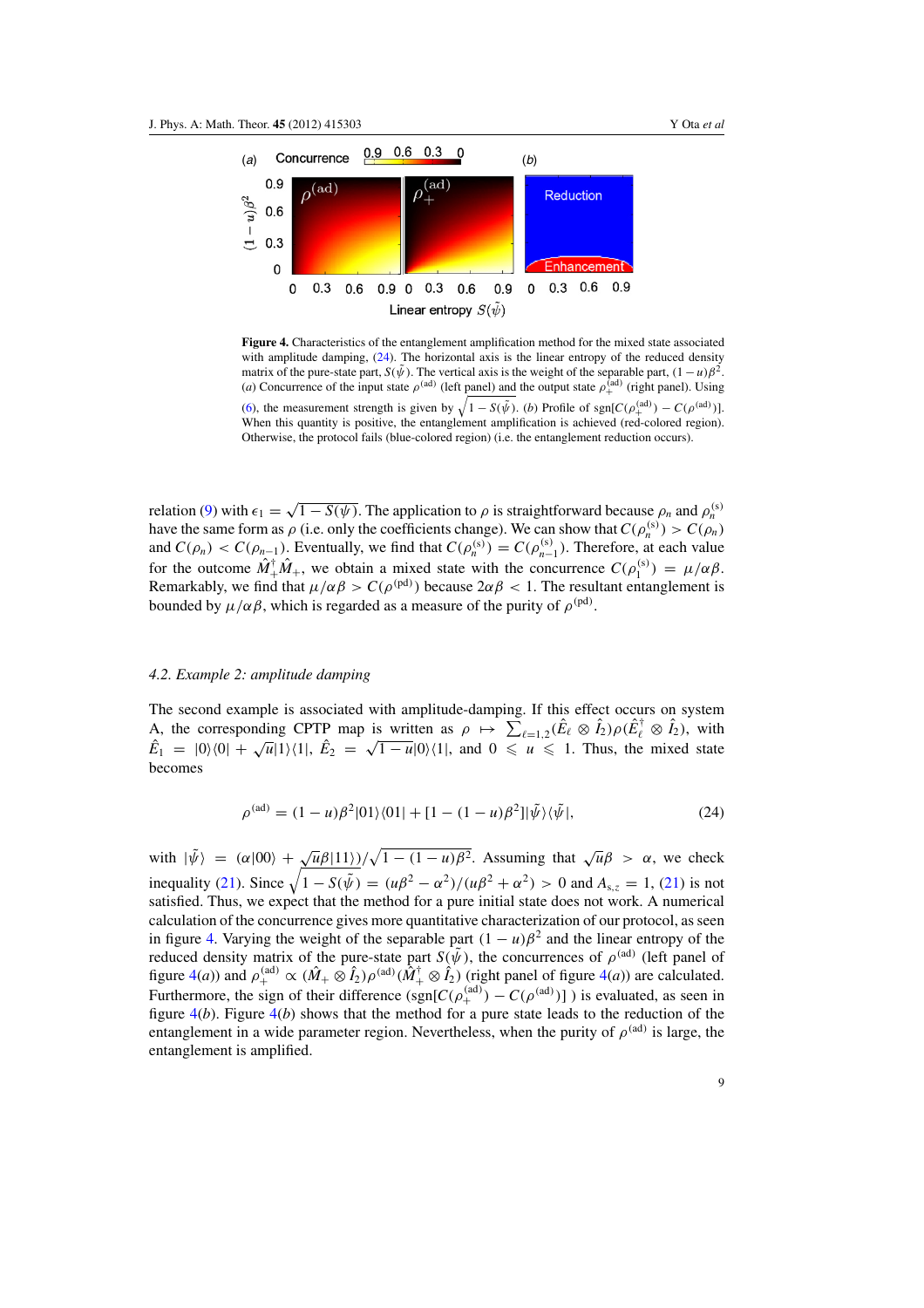**Figure 4.** Characteristics of the entanglement amplification method for the mixed state associated with amplitude damping, (24). The horizontal axis is the linear entropy of the reduced density matrix of the pure-state part, $S(\tilde{\psi})$. The vertical axis is the weight of the separable part, $(1-u)\beta^2$. (*a*) Concurrence of the input state $\rho^{(\mathrm{ad})}$ (left panel) and the output state $\rho_+^{(\mathrm{ad})}$ (right panel). Using (6), the measurement strength is given by $\sqrt{1-S(\tilde{\psi})}$. (*b*) Profile of $\mathrm{sgn}[C(\rho_+^{(\mathrm{ad})}) - C(\rho^{(\mathrm{ad})})]$. When this quantity is positive, the entanglement amplification is achieved (red-colored region). Otherwise, the protocol fails (blue-colored region) (i.e. the entanglement reduction occurs).

relation (9) with $\epsilon_1 = \sqrt{1-S(\psi)}$. The application to $\rho$ is straightforward because $\rho_n$ and $\rho_n^{(\mathrm{s})}$ have the same form as $\rho$ (i.e. only the coefficients change). We can show that $C(\rho_n^{(\mathrm{s})}) > C(\rho_n)$ and $C(\rho_n) < C(\rho_{n-1})$. Eventually, we find that $C(\rho_n^{(\mathrm{s})}) = C(\rho_{n-1}^{(\mathrm{s})})$. Therefore, at each value for the outcome $\hat{M}_+^\dagger \hat{M}_+$, we obtain a mixed state with the concurrence $C(\rho_1^{(\mathrm{s})}) = \mu/\alpha\beta$. Remarkably, we find that $\mu/\alpha\beta > C(\rho^{(\mathrm{pd})})$ because $2\alpha\beta < 1$. The resultant entanglement is bounded by $\mu/\alpha\beta$, which is regarded as a measure of the purity of $\rho^{(\mathrm{pd})}$.

### 4.2. Example 2: amplitude damping

The second example is associated with amplitude-damping. If this effect occurs on system A, the corresponding CPTP map is written as $\rho \mapsto \sum_{\ell=1,2}(\hat{E}_\ell \otimes \hat{I}_2)\rho(\hat{E}_\ell^\dagger \otimes \hat{I}_2)$, with $\hat{E}_1 = |0\rangle\langle 0| + \sqrt{u}|1\rangle\langle 1|$, $\hat{E}_2 = \sqrt{1-u}|0\rangle\langle 1|$, and $0 \leqslant u \leqslant 1$. Thus, the mixed state becomes

$$\rho^{(\mathrm{ad})} = (1-u)\beta^2|01\rangle\langle 01| + [1-(1-u)\beta^2]|\tilde{\psi}\rangle\langle\tilde{\psi}|, \tag{24}$$

with $|\tilde{\psi}\rangle = (\alpha|00\rangle + \sqrt{u}\beta|11\rangle)/\sqrt{1-(1-u)\beta^2}$. Assuming that $\sqrt{u}\beta > \alpha$, we check inequality (21). Since $\sqrt{1-S(\tilde{\psi})} = (u\beta^2 - \alpha^2)/(u\beta^2 + \alpha^2) > 0$ and $A_{s,z} = 1$, (21) is not satisfied. Thus, we expect that the method for a pure initial state does not work. A numerical calculation of the concurrence gives more quantitative characterization of our protocol, as seen in figure 4. Varying the weight of the separable part $(1-u)\beta^2$ and the linear entropy of the reduced density matrix of the pure-state part $S(\tilde{\psi})$, the concurrences of $\rho^{(\mathrm{ad})}$ (left panel of figure 4(*a*)) and $\rho_+^{(\mathrm{ad})} \propto (\hat{M}_+ \otimes \hat{I}_2)\rho^{(\mathrm{ad})}(\hat{M}_+^\dagger \otimes \hat{I}_2)$ (right panel of figure 4(*a*)) are calculated. Furthermore, the sign of their difference $(\mathrm{sgn}[C(\rho_+^{(\mathrm{ad})}) - C(\rho^{(\mathrm{ad})})]$ ) is evaluated, as seen in figure 4(*b*). Figure 4(*b*) shows that the method for a pure state leads to the reduction of the entanglement in a wide parameter region. Nevertheless, when the purity of $\rho^{(\mathrm{ad})}$ is large, the entanglement is amplified.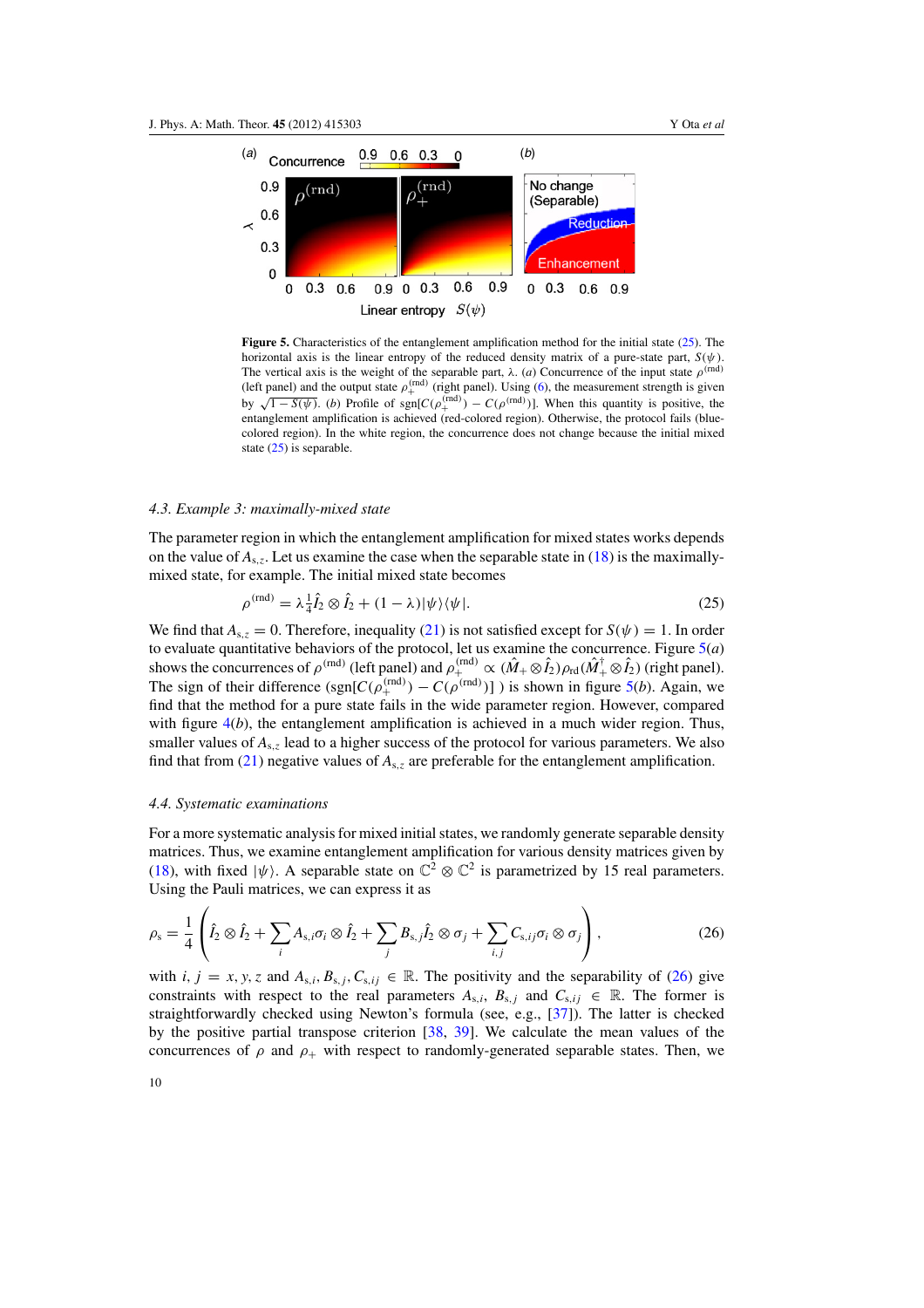**Figure 5.** Characteristics of the entanglement amplification method for the initial state (25). The horizontal axis is the linear entropy of the reduced density matrix of a pure-state part, $S(\psi)$. The vertical axis is the weight of the separable part, $\lambda$. (*a*) Concurrence of the input state $\rho^{(\mathrm{rnd})}$ (left panel) and the output state $\rho_+^{(\mathrm{rnd})}$ (right panel). Using (6), the measurement strength is given by $\sqrt{1-S(\psi)}$. (*b*) Profile of $\mathrm{sgn}[C(\rho_+^{(\mathrm{rnd})}) - C(\rho^{(\mathrm{rnd})})]$. When this quantity is positive, the entanglement amplification is achieved (red-colored region). Otherwise, the protocol fails (blue-colored region). In the white region, the concurrence does not change because the initial mixed state (25) is separable.

### 4.3. Example 3: maximally-mixed state

The parameter region in which the entanglement amplification for mixed states works depends on the value of $A_{\mathrm{s},z}$. Let us examine the case when the separable state in (18) is the maximally-mixed state, for example. The initial mixed state becomes

$$\rho^{(\mathrm{rnd})} = \lambda \tfrac{1}{4} \hat{I}_2 \otimes \hat{I}_2 + (1-\lambda)|\psi\rangle\langle\psi|. \tag{25}$$

We find that $A_{\mathrm{s},z} = 0$. Therefore, inequality (21) is not satisfied except for $S(\psi) = 1$. In order to evaluate quantitative behaviors of the protocol, let us examine the concurrence. Figure 5(*a*) shows the concurrences of $\rho^{(\mathrm{rnd})}$ (left panel) and $\rho_+^{(\mathrm{rnd})} \propto (\hat{M}_+ \otimes \hat{I}_2)\rho_{\mathrm{rd}}(\hat{M}_+^\dagger \otimes \hat{I}_2)$ (right panel). The sign of their difference ($\mathrm{sgn}[C(\rho_+^{(\mathrm{rnd})}) - C(\rho^{(\mathrm{rnd})})]$ ) is shown in figure 5(*b*). Again, we find that the method for a pure state fails in the wide parameter region. However, compared with figure 4(*b*), the entanglement amplification is achieved in a much wider region. Thus, smaller values of $A_{\mathrm{s},z}$ lead to a higher success of the protocol for various parameters. We also find that from (21) negative values of $A_{\mathrm{s},z}$ are preferable for the entanglement amplification.

### 4.4. Systematic examinations

For a more systematic analysis for mixed initial states, we randomly generate separable density matrices. Thus, we examine entanglement amplification for various density matrices given by (18), with fixed $|\psi\rangle$. A separable state on $\mathbb{C}^2 \otimes \mathbb{C}^2$ is parametrized by 15 real parameters. Using the Pauli matrices, we can express it as

$$\rho_{\mathrm{s}} = \frac{1}{4}\left( \hat{I}_2 \otimes \hat{I}_2 + \sum_i A_{\mathrm{s},i}\sigma_i \otimes \hat{I}_2 + \sum_j B_{\mathrm{s},j}\hat{I}_2 \otimes \sigma_j + \sum_{i,j} C_{\mathrm{s},ij}\sigma_i \otimes \sigma_j \right), \tag{26}$$

with $i, j = x, y, z$ and $A_{\mathrm{s},i}, B_{\mathrm{s},j}, C_{\mathrm{s},ij} \in \mathbb{R}$. The positivity and the separability of (26) give constraints with respect to the real parameters $A_{\mathrm{s},i}$, $B_{\mathrm{s},j}$ and $C_{\mathrm{s},ij} \in \mathbb{R}$. The former is straightforwardly checked using Newton's formula (see, e.g., [37]). The latter is checked by the positive partial transpose criterion [38, 39]. We calculate the mean values of the concurrences of $\rho$ and $\rho_+$ with respect to randomly-generated separable states. Then, we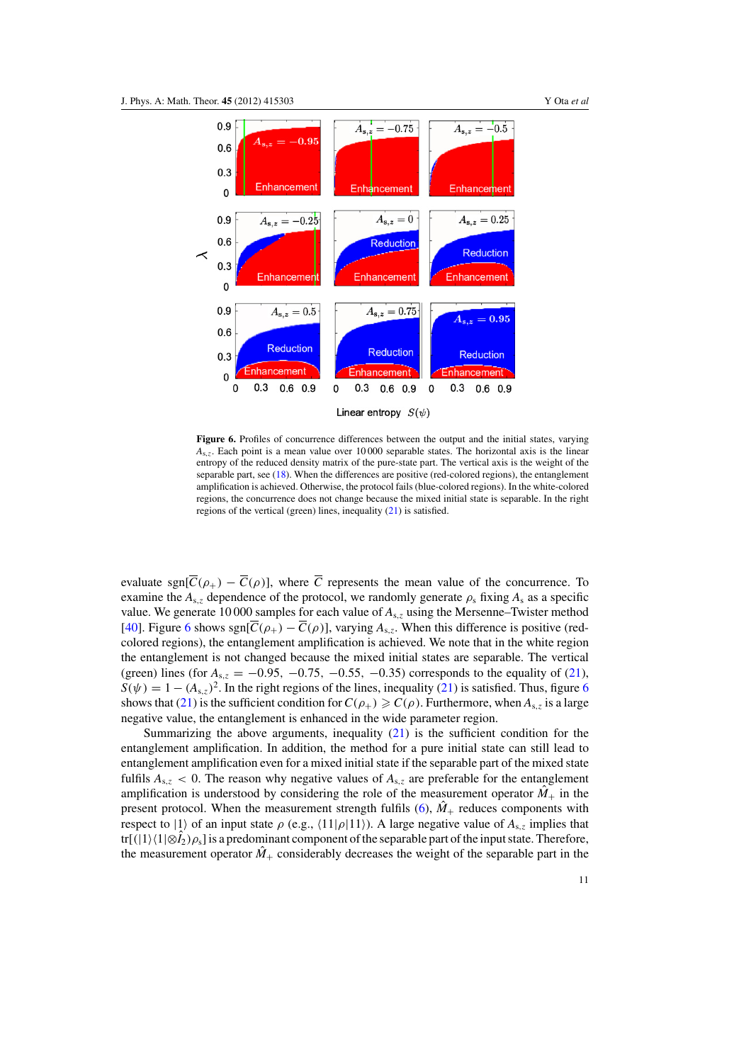**Figure 6.** Profiles of concurrence differences between the output and the initial states, varying $A_{s,z}$. Each point is a mean value over 10 000 separable states. The horizontal axis is the linear entropy of the reduced density matrix of the pure-state part. The vertical axis is the weight of the separable part, see (18). When the differences are positive (red-colored regions), the entanglement amplification is achieved. Otherwise, the protocol fails (blue-colored regions). In the white-colored regions, the concurrence does not change because the mixed initial state is separable. In the right regions of the vertical (green) lines, inequality (21) is satisfied.

evaluate $\mathrm{sgn}[\overline{C}(\rho_+) - \overline{C}(\rho)]$, where $\overline{C}$ represents the mean value of the concurrence. To examine the $A_{s,z}$ dependence of the protocol, we randomly generate $\rho_s$ fixing $A_s$ as a specific value. We generate 10 000 samples for each value of $A_{s,z}$ using the Mersenne–Twister method [40]. Figure 6 shows $\mathrm{sgn}[\overline{C}(\rho_+) - \overline{C}(\rho)]$, varying $A_{s,z}$. When this difference is positive (red-colored regions), the entanglement amplification is achieved. We note that in the white region the entanglement is not changed because the mixed initial states are separable. The vertical (green) lines (for $A_{s,z} = -0.95, -0.75, -0.55, -0.35$) corresponds to the equality of (21), $S(\psi) = 1 - (A_{s,z})^2$. In the right regions of the lines, inequality (21) is satisfied. Thus, figure 6 shows that (21) is the sufficient condition for $C(\rho_+) \geqslant C(\rho)$. Furthermore, when $A_{s,z}$ is a large negative value, the entanglement is enhanced in the wide parameter region.

Summarizing the above arguments, inequality (21) is the sufficient condition for the entanglement amplification. In addition, the method for a pure initial state can still lead to entanglement amplification even for a mixed initial state if the separable part of the mixed state fulfils $A_{s,z} < 0$. The reason why negative values of $A_{s,z}$ are preferable for the entanglement amplification is understood by considering the role of the measurement operator $\hat{M}_+$ in the present protocol. When the measurement strength fulfils (6), $\hat{M}_+$ reduces components with respect to $|1\rangle$ of an input state $\rho$ (e.g., $\langle 11|\rho|11\rangle$). A large negative value of $A_{s,z}$ implies that $\mathrm{tr}[(|1\rangle\langle 1|\otimes \hat{I}_2)\rho_s]$ is a predominant component of the separable part of the input state. Therefore, the measurement operator $\hat{M}_+$ considerably decreases the weight of the separable part in the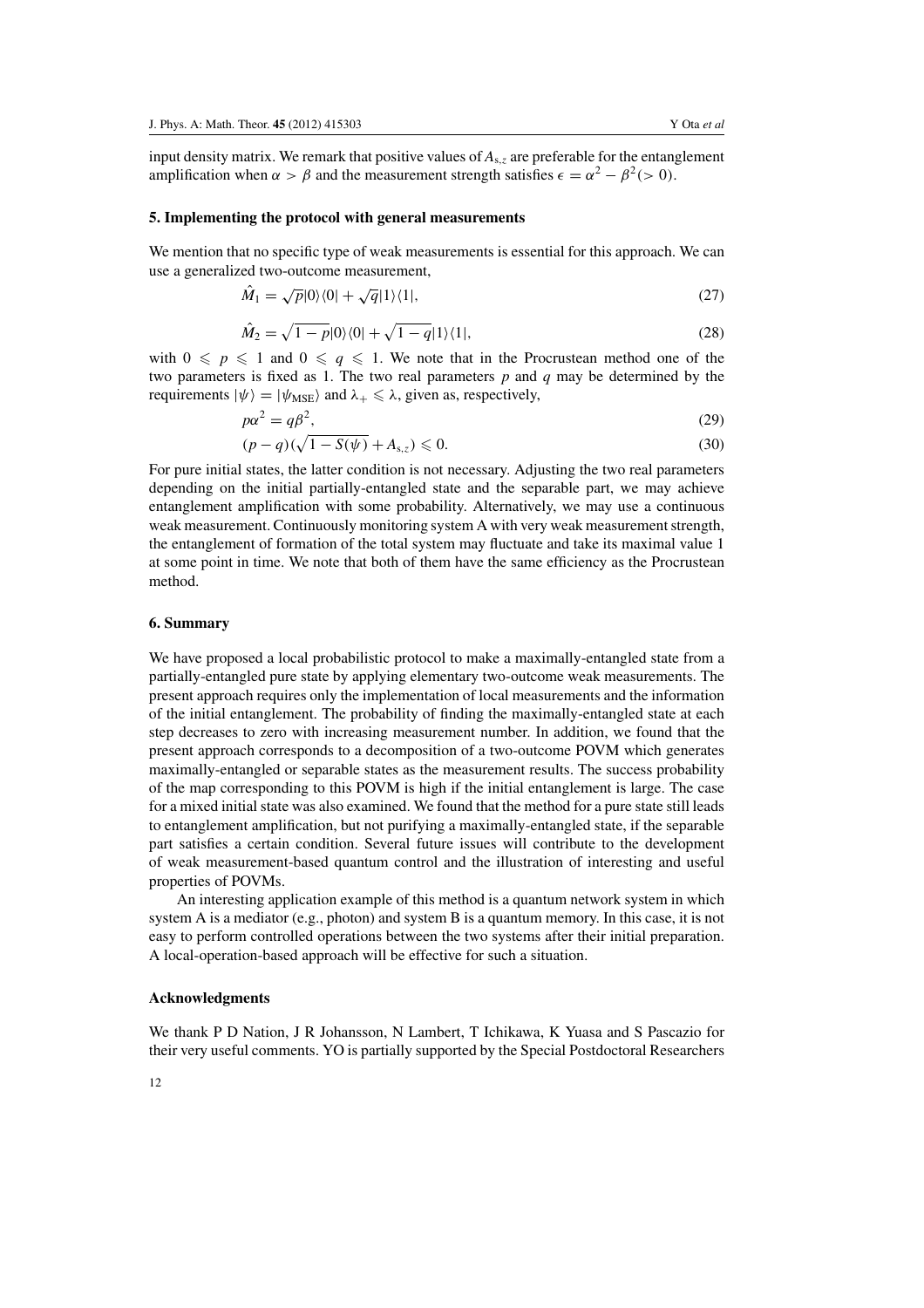input density matrix. We remark that positive values of $A_{s,z}$ are preferable for the entanglement amplification when $\alpha > \beta$ and the measurement strength satisfies $\epsilon = \alpha^2 - \beta^2 (> 0)$.

## 5. Implementing the protocol with general measurements

We mention that no specific type of weak measurements is essential for this approach. We can use a generalized two-outcome measurement,

$$\hat{M}_1 = \sqrt{p}|0\rangle\langle 0| + \sqrt{q}|1\rangle\langle 1|, \tag{27}$$

$$\hat{M}_2 = \sqrt{1-p}|0\rangle\langle 0| + \sqrt{1-q}|1\rangle\langle 1|, \tag{28}$$

with $0 \leqslant p \leqslant 1$ and $0 \leqslant q \leqslant 1$. We note that in the Procrustean method one of the two parameters is fixed as 1. The two real parameters $p$ and $q$ may be determined by the requirements $|\psi\rangle = |\psi_{\mathrm{MSE}}\rangle$ and $\lambda_+ \leqslant \lambda$, given as, respectively,

$$p\alpha^2 = q\beta^2, \tag{29}$$

$$(p-q)(\sqrt{1-S(\psi)} + A_{s,z}) \leqslant 0. \tag{30}$$

For pure initial states, the latter condition is not necessary. Adjusting the two real parameters depending on the initial partially-entangled state and the separable part, we may achieve entanglement amplification with some probability. Alternatively, we may use a continuous weak measurement. Continuously monitoring system A with very weak measurement strength, the entanglement of formation of the total system may fluctuate and take its maximal value 1 at some point in time. We note that both of them have the same efficiency as the Procrustean method.

## 6. Summary

We have proposed a local probabilistic protocol to make a maximally-entangled state from a partially-entangled pure state by applying elementary two-outcome weak measurements. The present approach requires only the implementation of local measurements and the information of the initial entanglement. The probability of finding the maximally-entangled state at each step decreases to zero with increasing measurement number. In addition, we found that the present approach corresponds to a decomposition of a two-outcome POVM which generates maximally-entangled or separable states as the measurement results. The success probability of the map corresponding to this POVM is high if the initial entanglement is large. The case for a mixed initial state was also examined. We found that the method for a pure state still leads to entanglement amplification, but not purifying a maximally-entangled state, if the separable part satisfies a certain condition. Several future issues will contribute to the development of weak measurement-based quantum control and the illustration of interesting and useful properties of POVMs.

An interesting application example of this method is a quantum network system in which system A is a mediator (e.g., photon) and system B is a quantum memory. In this case, it is not easy to perform controlled operations between the two systems after their initial preparation. A local-operation-based approach will be effective for such a situation.

## Acknowledgments

We thank P D Nation, J R Johansson, N Lambert, T Ichikawa, K Yuasa and S Pascazio for their very useful comments. YO is partially supported by the Special Postdoctoral Researchers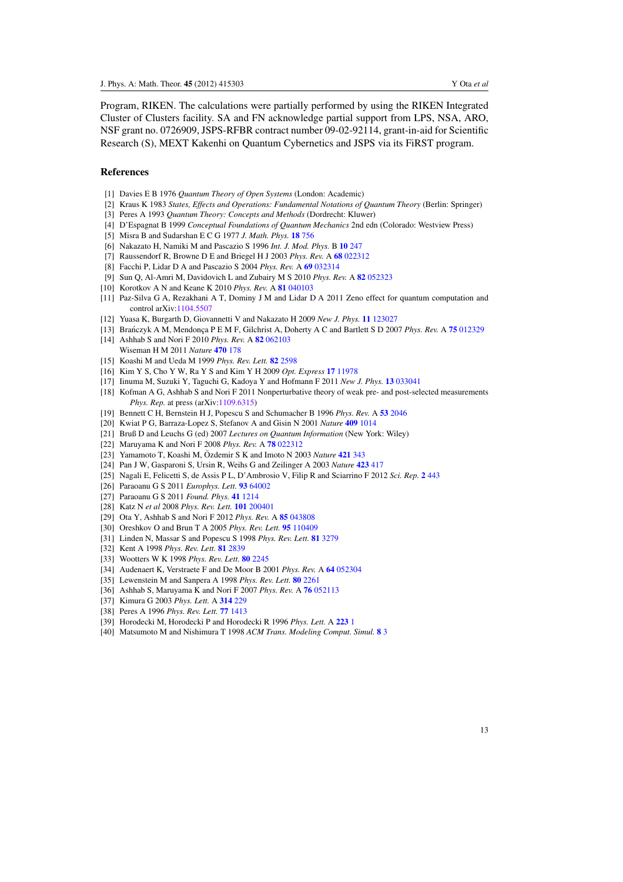Program, RIKEN. The calculations were partially performed by using the RIKEN Integrated Cluster of Clusters facility. SA and FN acknowledge partial support from LPS, NSA, ARO, NSF grant no. 0726909, JSPS-RFBR contract number 09-02-92114, grant-in-aid for Scientific Research (S), MEXT Kakenhi on Quantum Cybernetics and JSPS via its FiRST program.

## References

[1] Davies E B 1976 *Quantum Theory of Open Systems* (London: Academic)
[2] Kraus K 1983 *States, Effects and Operations: Fundamental Notations of Quantum Theory* (Berlin: Springer)
[3] Peres A 1993 *Quantum Theory: Concepts and Methods* (Dordrecht: Kluwer)
[4] D'Espagnat B 1999 *Conceptual Foundations of Quantum Mechanics* 2nd edn (Colorado: Westview Press)
[5] Misra B and Sudarshan E C G 1977 *J. Math. Phys.* **18** 756
[6] Nakazato H, Namiki M and Pascazio S 1996 *Int. J. Mod. Phys.* B **10** 247
[7] Raussendorf R, Browne D E and Briegel H J 2003 *Phys. Rev.* A **68** 022312
[8] Facchi P, Lidar D A and Pascazio S 2004 *Phys. Rev.* A **69** 032314
[9] Sun Q, Al-Amri M, Davidovich L and Zubairy M S 2010 *Phys. Rev.* A **82** 052323
[10] Korotkov A N and Keane K 2010 *Phys. Rev.* A **81** 040103
[11] Paz-Silva G A, Rezakhani A T, Dominy J M and Lidar D A 2011 Zeno effect for quantum computation and control arXiv:1104.5507
[12] Yuasa K, Burgarth D, Giovannetti V and Nakazato H 2009 *New J. Phys.* **11** 123027
[13] Brańczyk A M, Mendonça P E M F, Gilchrist A, Doherty A C and Bartlett S D 2007 *Phys. Rev.* A **75** 012329
[14] Ashhab S and Nori F 2010 *Phys. Rev.* A **82** 062103
Wiseman H M 2011 *Nature* **470** 178
[15] Koashi M and Ueda M 1999 *Phys. Rev. Lett.* **82** 2598
[16] Kim Y S, Cho Y W, Ra Y S and Kim Y H 2009 *Opt. Express* **17** 11978
[17] Iinuma M, Suzuki Y, Taguchi G, Kadoya Y and Hofmann F 2011 *New J. Phys.* **13** 033041
[18] Kofman A G, Ashhab S and Nori F 2011 Nonperturbative theory of weak pre- and post-selected measurements *Phys. Rep.* at press (arXiv:1109.6315)
[19] Bennett C H, Bernstein H J, Popescu S and Schumacher B 1996 *Phys. Rev.* A **53** 2046
[20] Kwiat P G, Barraza-Lopez S, Stefanov A and Gisin N 2001 *Nature* **409** 1014
[21] Bruß D and Leuchs G (ed) 2007 *Lectures on Quantum Information* (New York: Wiley)
[22] Maruyama K and Nori F 2008 *Phys. Rev.* A **78** 022312
[23] Yamamoto T, Koashi M, Özdemir S K and Imoto N 2003 *Nature* **421** 343
[24] Pan J W, Gasparoni S, Ursin R, Weihs G and Zeilinger A 2003 *Nature* **423** 417
[25] Nagali E, Felicetti S, de Assis P L, D'Ambrosio V, Filip R and Sciarrino F 2012 *Sci. Rep.* **2** 443
[26] Paraoanu G S 2011 *Europhys. Lett.* **93** 64002
[27] Paraoanu G S 2011 *Found. Phys.* **41** 1214
[28] Katz N *et al* 2008 *Phys. Rev. Lett.* **101** 200401
[29] Ota Y, Ashhab S and Nori F 2012 *Phys. Rev.* A **85** 043808
[30] Oreshkov O and Brun T A 2005 *Phys. Rev. Lett.* **95** 110409
[31] Linden N, Massar S and Popescu S 1998 *Phys. Rev. Lett.* **81** 3279
[32] Kent A 1998 *Phys. Rev. Lett.* **81** 2839
[33] Wootters W K 1998 *Phys. Rev. Lett.* **80** 2245
[34] Audenaert K, Verstraete F and De Moor B 2001 *Phys. Rev.* A **64** 052304
[35] Lewenstein M and Sanpera A 1998 *Phys. Rev. Lett.* **80** 2261
[36] Ashhab S, Maruyama K and Nori F 2007 *Phys. Rev.* A **76** 052113
[37] Kimura G 2003 *Phys. Lett.* A **314** 229
[38] Peres A 1996 *Phys. Rev. Lett.* **77** 1413
[39] Horodecki M, Horodecki P and Horodecki R 1996 *Phys. Lett.* A **223** 1
[40] Matsumoto M and Nishimura T 1998 *ACM Trans. Modeling Comput. Simul.* **8** 3